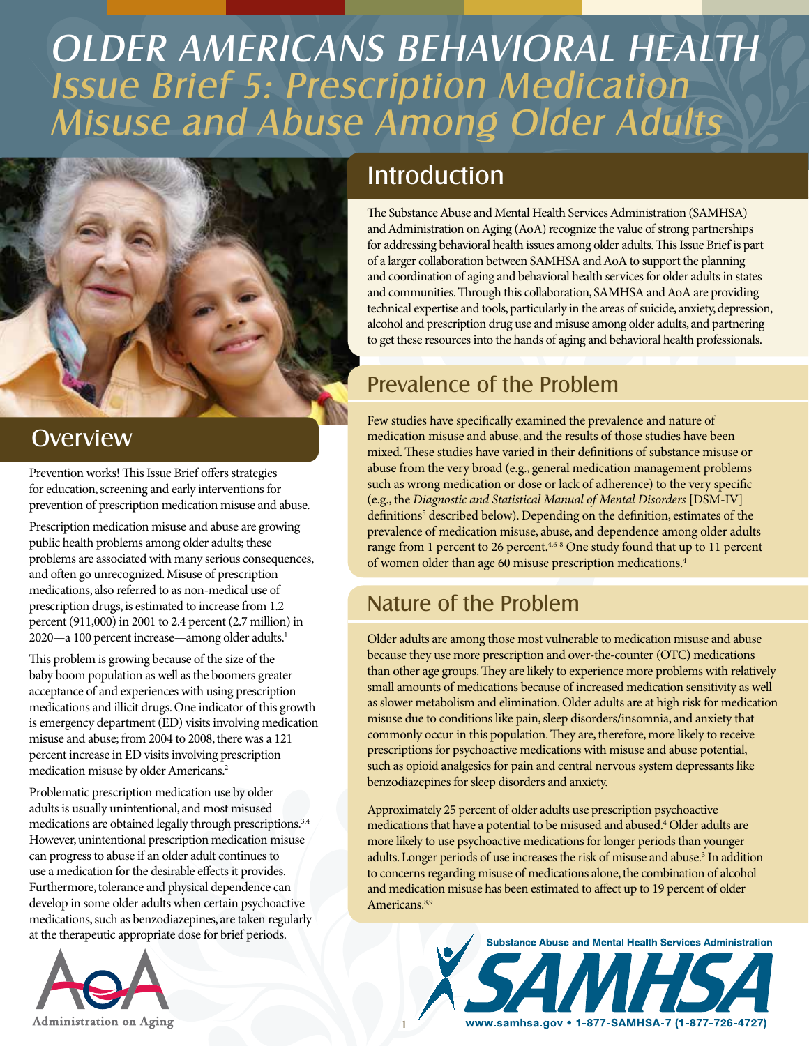# OLDER AMERICANS BEHAVIORAL HEALTH

# Issue Brief 5: Prescription Medication Misuse and Abuse Among Older Adults

## Overview

Prevention works! This Issue Brief offers strategies for education, screening and early interventions for prevention of prescription medication misuse and abuse.

Prescription medication misuse and abuse are growing public health problems among older adults; these problems are associated with many serious consequences, and often go unrecognized. Misuse of prescription medications, also referred to as non-medical use of prescription drugs, is estimated to increase from 1.2 percent (911,000) in 2001 to 2.4 percent (2.7 million) in 2020—a 100 percent increase—among older adults.[1]

This problem is growing because of the size of the baby boom population as well as the boomers greater acceptance of and experiences with using prescription medications and illicit drugs. One indicator of this growth is emergency department (ED) visits involving medication misuse and abuse; from 2004 to 2008, there was a 121 percent increase in ED visits involving prescription medication misuse by older Americans.[2]

Problematic prescription medication use by older adults is usually unintentional, and most misused medications are obtained legally through prescriptions.[3,4] However, unintentional prescription medication misuse can progress to abuse if an older adult continues to use a medication for the desirable effects it provides. Furthermore, tolerance and physical dependence can develop in some older adults when certain psychoactive medications, such as benzodiazepines, are taken regularly at the therapeutic appropriate dose for brief periods.

## Introduction

The Substance Abuse and Mental Health Services Administration (SAMHSA) and Administration on Aging (AoA) recognize the value of strong partnerships for addressing behavioral health issues among older adults. This Issue Brief is part of a larger collaboration between SAMHSA and AoA to support the planning and coordination of aging and behavioral health services for older adults in states and communities. Through this collaboration, SAMHSA and AoA are providing technical expertise and tools, particularly in the areas of suicide, anxiety, depression, alcohol and prescription drug use and misuse among older adults, and partnering to get these resources into the hands of aging and behavioral health professionals.

## Prevalence of the Problem

Few studies have specifically examined the prevalence and nature of medication misuse and abuse, and the results of those studies have been mixed. These studies have varied in their definitions of substance misuse or abuse from the very broad (e.g., general medication management problems such as wrong medication or dose or lack of adherence) to the very specific (e.g., the *Diagnostic and Statistical Manual of Mental Disorders* [DSM-IV] definitions[5] described below). Depending on the definition, estimates of the prevalence of medication misuse, abuse, and dependence among older adults range from 1 percent to 26 percent.[4,6-8] One study found that up to 11 percent of women older than age 60 misuse prescription medications.[4]

## Nature of the Problem

Older adults are among those most vulnerable to medication misuse and abuse because they use more prescription and over-the-counter (OTC) medications than other age groups. They are likely to experience more problems with relatively small amounts of medications because of increased medication sensitivity as well as slower metabolism and elimination. Older adults are at high risk for medication misuse due to conditions like pain, sleep disorders/insomnia, and anxiety that commonly occur in this population. They are, therefore, more likely to receive prescriptions for psychoactive medications with misuse and abuse potential, such as opioid analgesics for pain and central nervous system depressants like benzodiazepines for sleep disorders and anxiety.

Approximately 25 percent of older adults use prescription psychoactive medications that have a potential to be misused and abused.[4] Older adults are more likely to use psychoactive medications for longer periods than younger adults. Longer periods of use increases the risk of misuse and abuse.[3] In addition to concerns regarding misuse of medications alone, the combination of alcohol and medication misuse has been estimated to affect up to 19 percent of older Americans.[8,9]

Administration on Aging

Substance Abuse and Mental Health Services Administration
SAMHSA
www.samhsa.gov • 1-877-SAMHSA-7 (1-877-726-4727)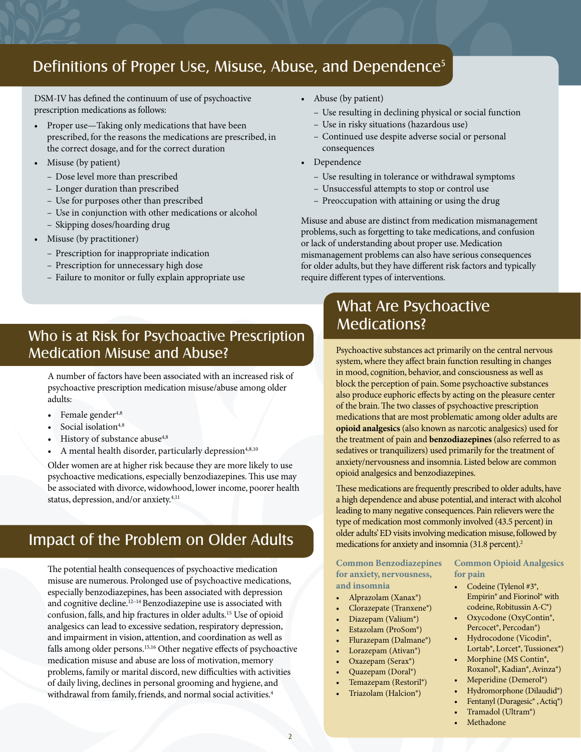## Definitions of Proper Use, Misuse, Abuse, and Dependence[5]

DSM-IV has defined the continuum of use of psychoactive prescription medications as follows:

- Proper use—Taking only medications that have been prescribed, for the reasons the medications are prescribed, in the correct dosage, and for the correct duration
- Misuse (by patient)
  - Dose level more than prescribed
  - Longer duration than prescribed
  - Use for purposes other than prescribed
  - Use in conjunction with other medications or alcohol
  - Skipping doses/hoarding drug
- Misuse (by practitioner)
  - Prescription for inappropriate indication
  - Prescription for unnecessary high dose
  - Failure to monitor or fully explain appropriate use
- Abuse (by patient)
  - Use resulting in declining physical or social function
  - Use in risky situations (hazardous use)
  - Continued use despite adverse social or personal consequences
- Dependence
  - Use resulting in tolerance or withdrawal symptoms
  - Unsuccessful attempts to stop or control use
  - Preoccupation with attaining or using the drug

Misuse and abuse are distinct from medication mismanagement problems, such as forgetting to take medications, and confusion or lack of understanding about proper use. Medication mismanagement problems can also have serious consequences for older adults, but they have different risk factors and typically require different types of interventions.

## Who is at Risk for Psychoactive Prescription Medication Misuse and Abuse?

A number of factors have been associated with an increased risk of psychoactive prescription medication misuse/abuse among older adults:

- Female gender[4,8]
- Social isolation[4,8]
- History of substance abuse[4,8]
- A mental health disorder, particularly depression[4,8,10]

Older women are at higher risk because they are more likely to use psychoactive medications, especially benzodiazepines. This use may be associated with divorce, widowhood, lower income, poorer health status, depression, and/or anxiety.[4,11]

## Impact of the Problem on Older Adults

The potential health consequences of psychoactive medication misuse are numerous. Prolonged use of psychoactive medications, especially benzodiazepines, has been associated with depression and cognitive decline.[12–14] Benzodiazepine use is associated with confusion, falls, and hip fractures in older adults.[15] Use of opioid analgesics can lead to excessive sedation, respiratory depression, and impairment in vision, attention, and coordination as well as falls among older persons.[15,16] Other negative effects of psychoactive medication misuse and abuse are loss of motivation, memory problems, family or marital discord, new difficulties with activities of daily living, declines in personal grooming and hygiene, and withdrawal from family, friends, and normal social activities.[4]

## What Are Psychoactive Medications?

Psychoactive substances act primarily on the central nervous system, where they affect brain function resulting in changes in mood, cognition, behavior, and consciousness as well as block the perception of pain. Some psychoactive substances also produce euphoric effects by acting on the pleasure center of the brain. The two classes of psychoactive prescription medications that are most problematic among older adults are **opioid analgesics** (also known as narcotic analgesics) used for the treatment of pain and **benzodiazepines** (also referred to as sedatives or tranquilizers) used primarily for the treatment of anxiety/nervousness and insomnia. Listed below are common opioid analgesics and benzodiazepines.

These medications are frequently prescribed to older adults, have a high dependence and abuse potential, and interact with alcohol leading to many negative consequences. Pain relievers were the type of medication most commonly involved (43.5 percent) in older adults' ED visits involving medication misuse, followed by medications for anxiety and insomnia (31.8 percent).[2]

### Common Benzodiazepines for anxiety, nervousness, and insomnia

- Alprazolam (Xanax®)
- Clorazepate (Tranxene®)
- Diazepam (Valium®)
- Estazolam (ProSom®)
- Flurazepam (Dalmane®)
- Lorazepam (Ativan®)
- Oxazepam (Serax®)
- Quazepam (Doral®)
- Temazepam (Restoril®)
- Triazolam (Halcion®)

### Common Opioid Analgesics for pain

- Codeine (Tylenol #3®, Empirin® and Fiorinol® with codeine, Robitussin A-C®)
- Oxycodone (OxyContin®, Percocet®, Percodan®)
- Hydrocodone (Vicodin®, Lortab®, Lorcet®, Tussionex®)
- Morphine (MS Contin®, Roxanol®, Kadian®, Avinza®)
- Meperidine (Demerol®)
- Hydromorphone (Dilaudid®)
- Fentanyl (Duragesic®, Actiq®)
- Tramadol (Ultram®)
- Methadone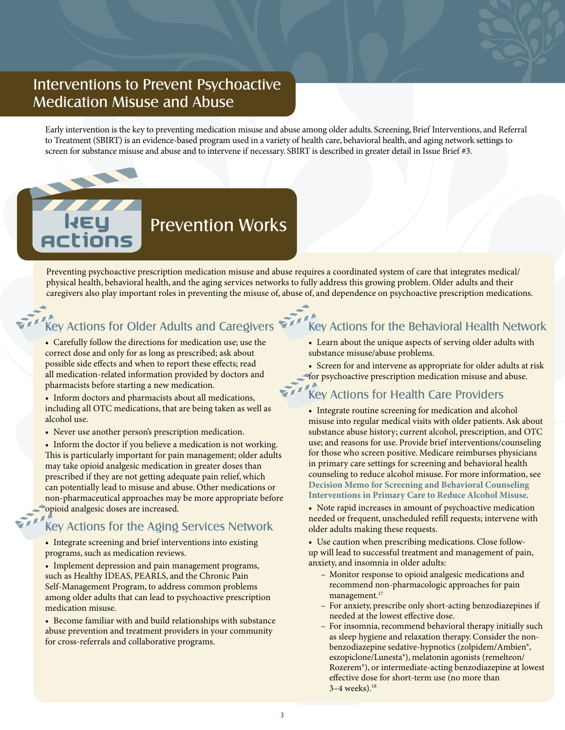## Interventions to Prevent Psychoactive Medication Misuse and Abuse

Early intervention is the key to preventing medication misuse and abuse among older adults. Screening, Brief Interventions, and Referral to Treatment (SBIRT) is an evidence-based program used in a variety of health care, behavioral health, and aging network settings to screen for substance misuse and abuse and to intervene if necessary. SBIRT is described in greater detail in Issue Brief #3.

## Key Actions: Prevention Works

Preventing psychoactive prescription medication misuse and abuse requires a coordinated system of care that integrates medical/physical health, behavioral health, and the aging services networks to fully address this growing problem. Older adults and their caregivers also play important roles in preventing the misuse of, abuse of, and dependence on psychoactive prescription medications.

### Key Actions for Older Adults and Caregivers

- Carefully follow the directions for medication use; use the correct dose and only for as long as prescribed; ask about possible side effects and when to report these effects; read all medication-related information provided by doctors and pharmacists before starting a new medication.
- Inform doctors and pharmacists about all medications, including all OTC medications, that are being taken as well as alcohol use.
- Never use another person's prescription medication.
- Inform the doctor if you believe a medication is not working. This is particularly important for pain management; older adults may take opioid analgesic medication in greater doses than prescribed if they are not getting adequate pain relief, which can potentially lead to misuse and abuse. Other medications or non-pharmaceutical approaches may be more appropriate before opioid analgesic doses are increased.

### Key Actions for the Aging Services Network

- Integrate screening and brief interventions into existing programs, such as medication reviews.
- Implement depression and pain management programs, such as Healthy IDEAS, PEARLS, and the Chronic Pain Self-Management Program, to address common problems among older adults that can lead to psychoactive prescription medication misuse.
- Become familiar with and build relationships with substance abuse prevention and treatment providers in your community for cross-referrals and collaborative programs.

### Key Actions for the Behavioral Health Network

- Learn about the unique aspects of serving older adults with substance misuse/abuse problems.
- Screen for and intervene as appropriate for older adults at risk for psychoactive prescription medication misuse and abuse.

### Key Actions for Health Care Providers

- Integrate routine screening for medication and alcohol misuse into regular medical visits with older patients. Ask about substance abuse history; current alcohol, prescription, and OTC use; and reasons for use. Provide brief interventions/counseling for those who screen positive. Medicare reimburses physicians in primary care settings for screening and behavioral health counseling to reduce alcohol misuse. For more information, see **Decision Memo for Screening and Behavioral Counseling Interventions in Primary Care to Reduce Alcohol Misuse**.
- Note rapid increases in amount of psychoactive medication needed or frequent, unscheduled refill requests; intervene with older adults making these requests.
- Use caution when prescribing medications. Close follow-up will lead to successful treatment and management of pain, anxiety, and insomnia in older adults:
  - Monitor response to opioid analgesic medications and recommend non-pharmacologic approaches for pain management.[17]
  - For anxiety, prescribe only short-acting benzodiazepines if needed at the lowest effective dose.
  - For insomnia, recommend behavioral therapy initially such as sleep hygiene and relaxation therapy. Consider the non-benzodiazepine sedative-hypnotics (zolpidem/Ambien®, eszopiclone/Lunesta®), melatonin agonists (remelteon/Rozerem®), or intermediate-acting benzodiazepine at lowest effective dose for short-term use (no more than 3–4 weeks).[18]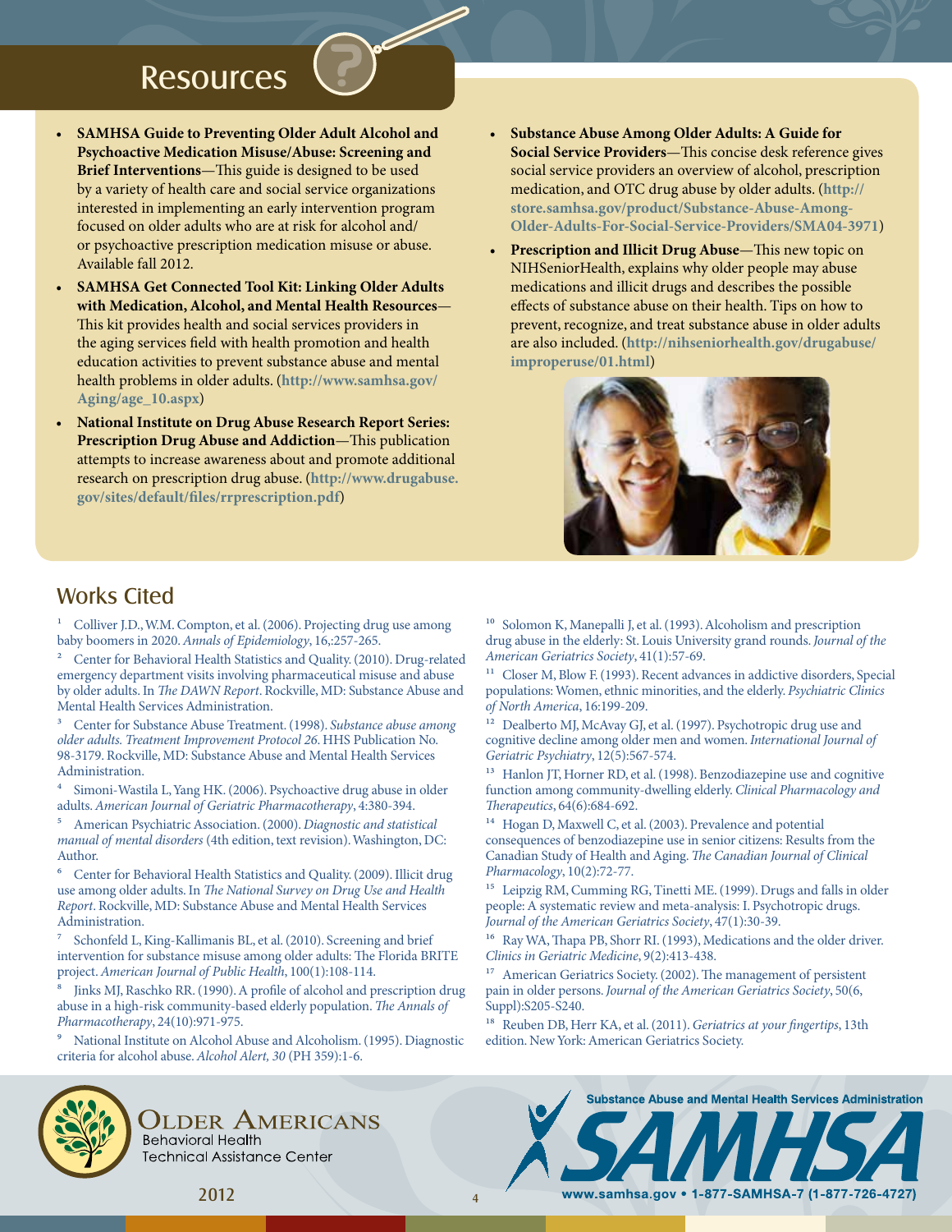## Resources

- **SAMHSA Guide to Preventing Older Adult Alcohol and Psychoactive Medication Misuse/Abuse: Screening and Brief Interventions**—This guide is designed to be used by a variety of health care and social service organizations interested in implementing an early intervention program focused on older adults who are at risk for alcohol and/or psychoactive prescription medication misuse or abuse. Available fall 2012.
- **SAMHSA Get Connected Tool Kit: Linking Older Adults with Medication, Alcohol, and Mental Health Resources**—This kit provides health and social services providers in the aging services field with health promotion and health education activities to prevent substance abuse and mental health problems in older adults. (**http://www.samhsa.gov/Aging/age_10.aspx**)
- **National Institute on Drug Abuse Research Report Series: Prescription Drug Abuse and Addiction**—This publication attempts to increase awareness about and promote additional research on prescription drug abuse. (**http://www.drugabuse.gov/sites/default/files/rrprescription.pdf**)
- **Substance Abuse Among Older Adults: A Guide for Social Service Providers**—This concise desk reference gives social service providers an overview of alcohol, prescription medication, and OTC drug abuse by older adults. (**http://store.samhsa.gov/product/Substance-Abuse-Among-Older-Adults-For-Social-Service-Providers/SMA04-3971**)
- **Prescription and Illicit Drug Abuse**—This new topic on NIHSeniorHealth, explains why older people may abuse medications and illicit drugs and describes the possible effects of substance abuse on their health. Tips on how to prevent, recognize, and treat substance abuse in older adults are also included. (**http://nihseniorhealth.gov/drugabuse/improperuse/01.html**)

## Works Cited

[1] Colliver J.D., W.M. Compton, et al. (2006). Projecting drug use among baby boomers in 2020. *Annals of Epidemiology*, 16,:257-265.

[2] Center for Behavioral Health Statistics and Quality. (2010). Drug-related emergency department visits involving pharmaceutical misuse and abuse by older adults. In *The DAWN Report*. Rockville, MD: Substance Abuse and Mental Health Services Administration.

[3] Center for Substance Abuse Treatment. (1998). *Substance abuse among older adults. Treatment Improvement Protocol 26*. HHS Publication No. 98-3179. Rockville, MD: Substance Abuse and Mental Health Services Administration.

[4] Simoni-Wastila L, Yang HK. (2006). Psychoactive drug abuse in older adults. *American Journal of Geriatric Pharmacotherapy*, 4:380-394.

[5] American Psychiatric Association. (2000). *Diagnostic and statistical manual of mental disorders* (4th edition, text revision). Washington, DC: Author.

[6] Center for Behavioral Health Statistics and Quality. (2009). Illicit drug use among older adults. In *The National Survey on Drug Use and Health Report*. Rockville, MD: Substance Abuse and Mental Health Services Administration.

[7] Schonfeld L, King-Kallimanis BL, et al. (2010). Screening and brief intervention for substance misuse among older adults: The Florida BRITE project. *American Journal of Public Health*, 100(1):108-114.

[8] Jinks MJ, Raschko RR. (1990). A profile of alcohol and prescription drug abuse in a high-risk community-based elderly population. *The Annals of Pharmacotherapy*, 24(10):971-975.

[9] National Institute on Alcohol Abuse and Alcoholism. (1995). Diagnostic criteria for alcohol abuse. *Alcohol Alert, 30* (PH 359):1-6.

[10] Solomon K, Manepalli J, et al. (1993). Alcoholism and prescription drug abuse in the elderly: St. Louis University grand rounds. *Journal of the American Geriatrics Society*, 41(1):57-69.

[11] Closer M, Blow F. (1993). Recent advances in addictive disorders, Special populations: Women, ethnic minorities, and the elderly. *Psychiatric Clinics of North America*, 16:199-209.

[12] Dealberto MJ, McAvay GJ, et al. (1997). Psychotropic drug use and cognitive decline among older men and women. *International Journal of Geriatric Psychiatry*, 12(5):567-574.

[13] Hanlon JT, Horner RD, et al. (1998). Benzodiazepine use and cognitive function among community-dwelling elderly. *Clinical Pharmacology and Therapeutics*, 64(6):684-692.

[14] Hogan D, Maxwell C, et al. (2003). Prevalence and potential consequences of benzodiazepine use in senior citizens: Results from the Canadian Study of Health and Aging. *The Canadian Journal of Clinical Pharmacology*, 10(2):72-77.

[15] Leipzig RM, Cumming RG, Tinetti ME. (1999). Drugs and falls in older people: A systematic review and meta-analysis: I. Psychotropic drugs. *Journal of the American Geriatrics Society*, 47(1):30-39.

[16] Ray WA, Thapa PB, Shorr RI. (1993), Medications and the older driver. *Clinics in Geriatric Medicine*, 9(2):413-438.

[17] American Geriatrics Society. (2002). The management of persistent pain in older persons. *Journal of the American Geriatrics Society*, 50(6, Suppl):S205-S240.

[18] Reuben DB, Herr KA, et al. (2011). *Geriatrics at your fingertips*, 13th edition. New York: American Geriatrics Society.

Older Americans Behavioral Health Technical Assistance Center

Substance Abuse and Mental Health Services Administration

SAMHSA

www.samhsa.gov • 1-877-SAMHSA-7 (1-877-726-4727)

2012